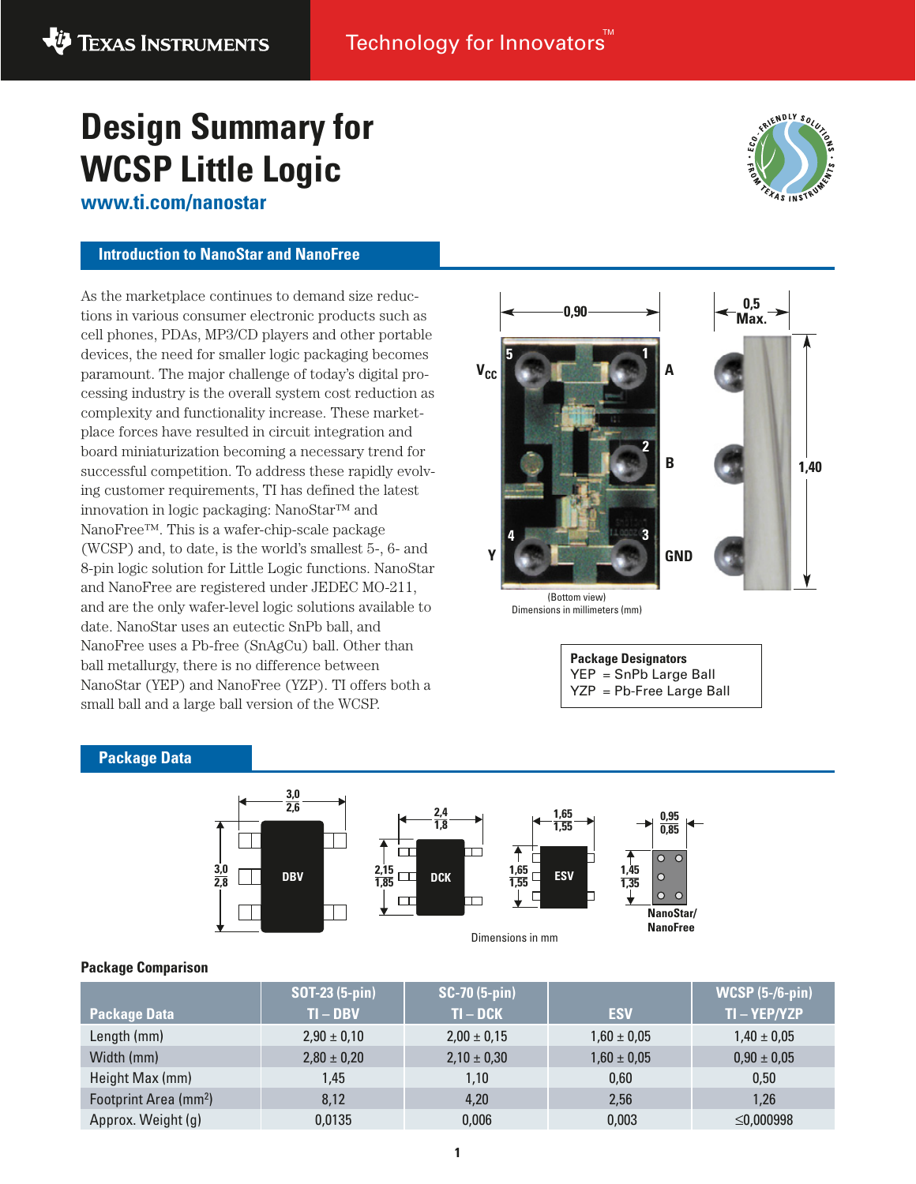Technology for Innovators™

# Design Summary for WCSP Little Logic

**www.ti.com/nanostar**

## Introduction to NanoStar and NanoFree

As the marketplace continues to demand size reductions in various consumer electronic products such as cell phones, PDAs, MP3/CD players and other portable devices, the need for smaller logic packaging becomes paramount. The major challenge of today's digital processing industry is the overall system cost reduction as complexity and functionality increase. These marketplace forces have resulted in circuit integration and board miniaturization becoming a necessary trend for successful competition. To address these rapidly evolving customer requirements, TI has defined the latest innovation in logic packaging: NanoStar™ and NanoFree™. This is a wafer-chip-scale package (WCSP) and, to date, is the world's smallest 5-, 6- and 8-pin logic solution for Little Logic functions. NanoStar and NanoFree are registered under JEDEC MO-211, and are the only wafer-level logic solutions available to date. NanoStar uses an eutectic SnPb ball, and NanoFree uses a Pb-free (SnAgCu) ball. Other than ball metallurgy, there is no difference between NanoStar (YEP) and NanoFree (YZP). TI offers both a small ball and a large ball version of the WCSP.

(Bottom view)
Dimensions in millimeters (mm)

**Package Designators**
YEP = SnPb Large Ball
YZP = Pb-Free Large Ball

## Package Data

Dimensions in mm

### Package Comparison

| Package Data | SOT-23 (5-pin) TI – DBV | SC-70 (5-pin) TI – DCK | ESV | WCSP (5-/6-pin) TI – YEP/YZP |
|---|---|---|---|---|
| Length (mm) | 2,90 ± 0,10 | 2,00 ± 0,15 | 1,60 ± 0,05 | 1,40 ± 0,05 |
| Width (mm) | 2,80 ± 0,20 | 2,10 ± 0,30 | 1,60 ± 0,05 | 0,90 ± 0,05 |
| Height Max (mm) | 1,45 | 1,10 | 0,60 | 0,50 |
| Footprint Area (mm²) | 8,12 | 4,20 | 2,56 | 1,26 |
| Approx. Weight (g) | 0,0135 | 0,006 | 0,003 | ≤0,000998 |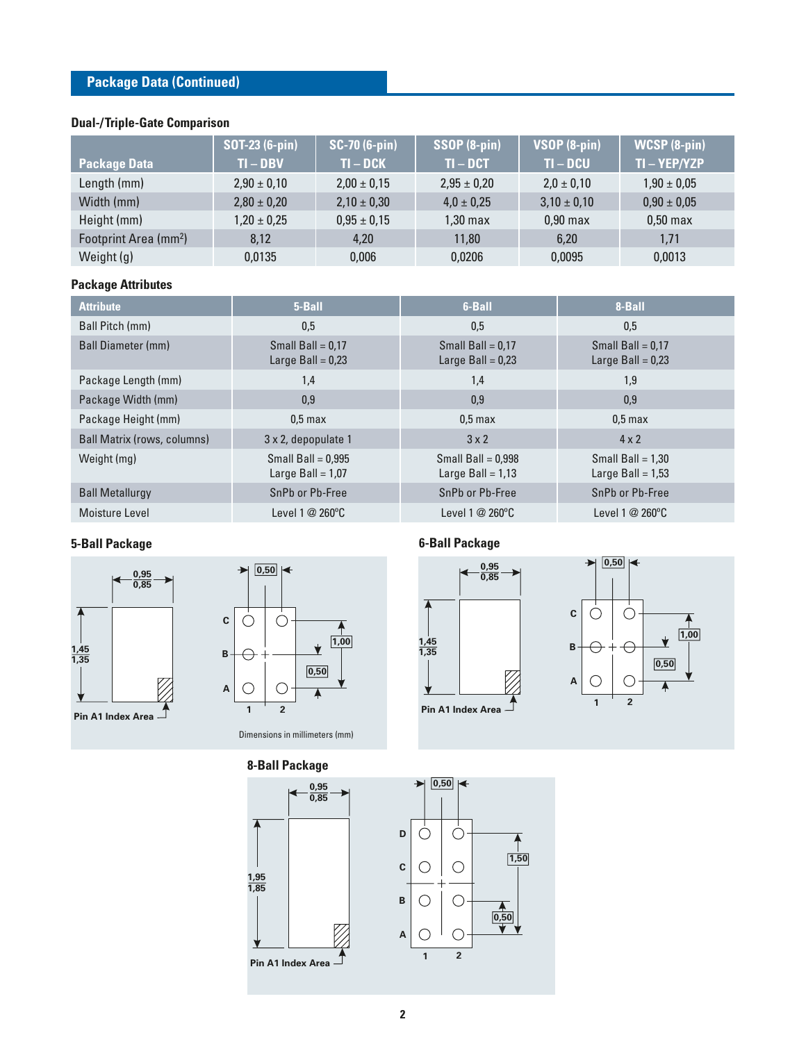## Package Data (Continued)

### Dual-/Triple-Gate Comparison

| Package Data | SOT-23 (6-pin) TI – DBV | SC-70 (6-pin) TI – DCK | SSOP (8-pin) TI – DCT | VSOP (8-pin) TI – DCU | WCSP (8-pin) TI – YEP/YZP |
|---|---|---|---|---|---|
| Length (mm) | 2,90 ± 0,10 | 2,00 ± 0,15 | 2,95 ± 0,20 | 2,0 ± 0,10 | 1,90 ± 0,05 |
| Width (mm) | 2,80 ± 0,20 | 2,10 ± 0,30 | 4,0 ± 0,25 | 3,10 ± 0,10 | 0,90 ± 0,05 |
| Height (mm) | 1,20 ± 0,25 | 0,95 ± 0,15 | 1,30 max | 0,90 max | 0,50 max |
| Footprint Area (mm²) | 8,12 | 4,20 | 11,80 | 6,20 | 1,71 |
| Weight (g) | 0,0135 | 0,006 | 0,0206 | 0,0095 | 0,0013 |

### Package Attributes

| Attribute | 5-Ball | 6-Ball | 8-Ball |
|---|---|---|---|
| Ball Pitch (mm) | 0,5 | 0,5 | 0,5 |
| Ball Diameter (mm) | Small Ball = 0,17<br>Large Ball = 0,23 | Small Ball = 0,17<br>Large Ball = 0,23 | Small Ball = 0,17<br>Large Ball = 0,23 |
| Package Length (mm) | 1,4 | 1,4 | 1,9 |
| Package Width (mm) | 0,9 | 0,9 | 0,9 |
| Package Height (mm) | 0,5 max | 0,5 max | 0,5 max |
| Ball Matrix (rows, columns) | 3 x 2, depopulate 1 | 3 x 2 | 4 x 2 |
| Weight (mg) | Small Ball = 0,995<br>Large Ball = 1,07 | Small Ball = 0,998<br>Large Ball = 1,13 | Small Ball = 1,30<br>Large Ball = 1,53 |
| Ball Metallurgy | SnPb or Pb-Free | SnPb or Pb-Free | SnPb or Pb-Free |
| Moisture Level | Level 1 @ 260°C | Level 1 @ 260°C | Level 1 @ 260°C |

### 5-Ball Package

0,95 / 0,85; 1,45 / 1,35; Pin A1 Index Area; 0,50; 1,00; 0,50; rows C, B, A; columns 1, 2

Dimensions in millimeters (mm)

### 6-Ball Package

0,95 / 0,85; 1,45 / 1,35; Pin A1 Index Area; 0,50; 1,00; 0,50; rows C, B, A; columns 1, 2

### 8-Ball Package

0,95 / 0,85; 1,95 / 1,85; Pin A1 Index Area; 0,50; 1,50; 0,50; rows D, C, B, A; columns 1, 2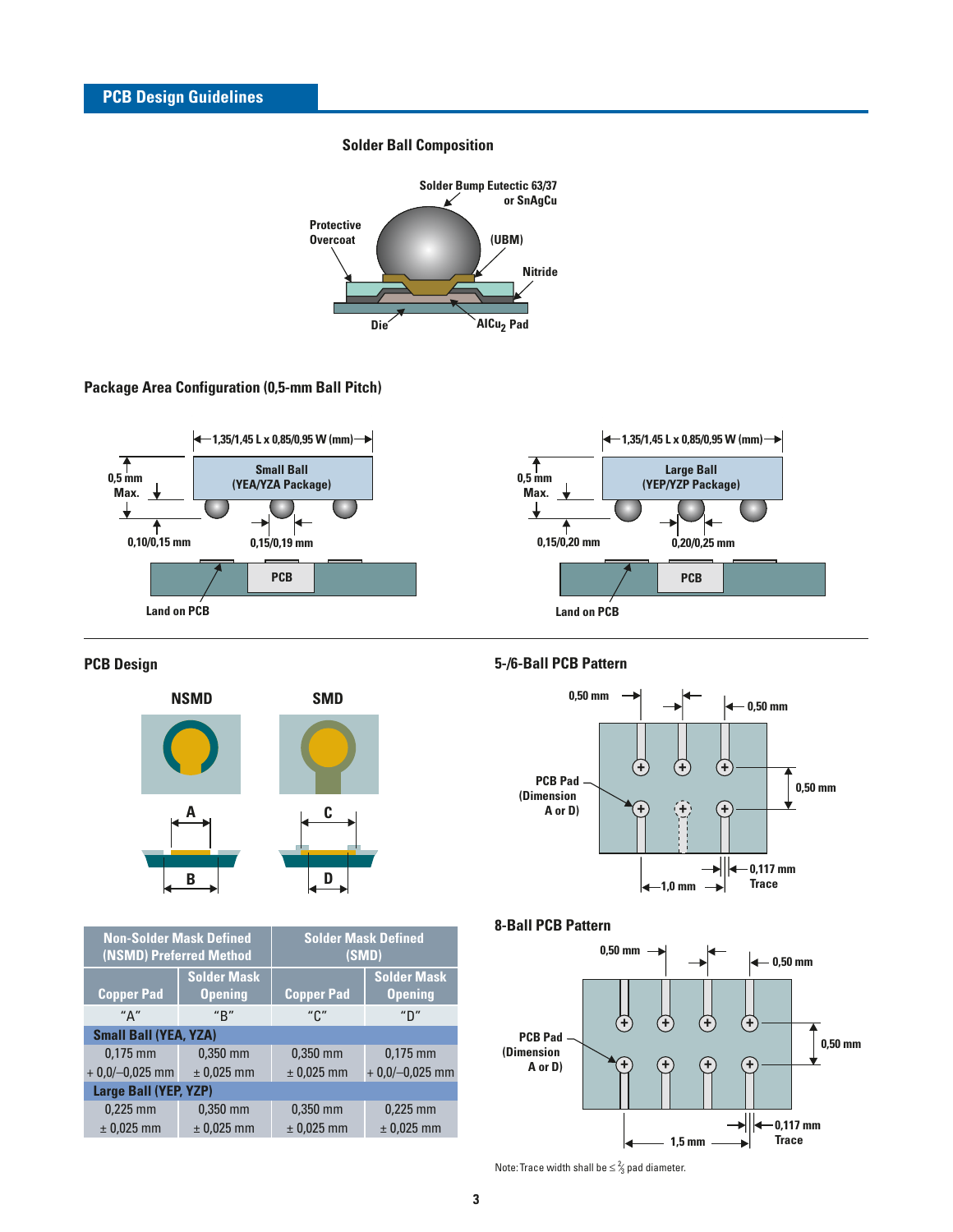## PCB Design Guidelines

### Solder Ball Composition

Solder Bump Eutectic 63/37 or SnAgCu

Protective Overcoat

(UBM)

Nitride

Die

$AlCu_2$ Pad

### Package Area Configuration (0,5-mm Ball Pitch)

1,35/1,45 L x 0,85/0,95 W (mm)

0,5 mm Max.

Small Ball (YEA/YZA Package)

0,10/0,15 mm

0,15/0,19 mm

PCB

Land on PCB

1,35/1,45 L x 0,85/0,95 W (mm)

0,5 mm Max.

Large Ball (YEP/YZP Package)

0,15/0,20 mm

0,20/0,25 mm

PCB

Land on PCB

### PCB Design

NSMD

SMD

A

B

C

D

| Non-Solder Mask Defined (NSMD) Preferred Method | | Solder Mask Defined (SMD) | |
|---|---|---|---|
| Copper Pad | Solder Mask Opening | Copper Pad | Solder Mask Opening |
| "A" | "B" | "C" | "D" |
| **Small Ball (YEA, YZA)** | | | |
| 0,175 mm + 0,0/–0,025 mm | 0,350 mm ± 0,025 mm | 0,350 mm ± 0,025 mm | 0,175 mm + 0,0/–0,025 mm |
| **Large Ball (YEP, YZP)** | | | |
| 0,225 mm ± 0,025 mm | 0,350 mm ± 0,025 mm | 0,350 mm ± 0,025 mm | 0,225 mm ± 0,025 mm |

### 5-/6-Ball PCB Pattern

0,50 mm

0,50 mm

0,50 mm

PCB Pad (Dimension A or D)

1,0 mm

0,117 mm Trace

### 8-Ball PCB Pattern

0,50 mm

0,50 mm

0,50 mm

PCB Pad (Dimension A or D)

1,5 mm

0,117 mm Trace

Note: Trace width shall be ≤ ⅔ pad diameter.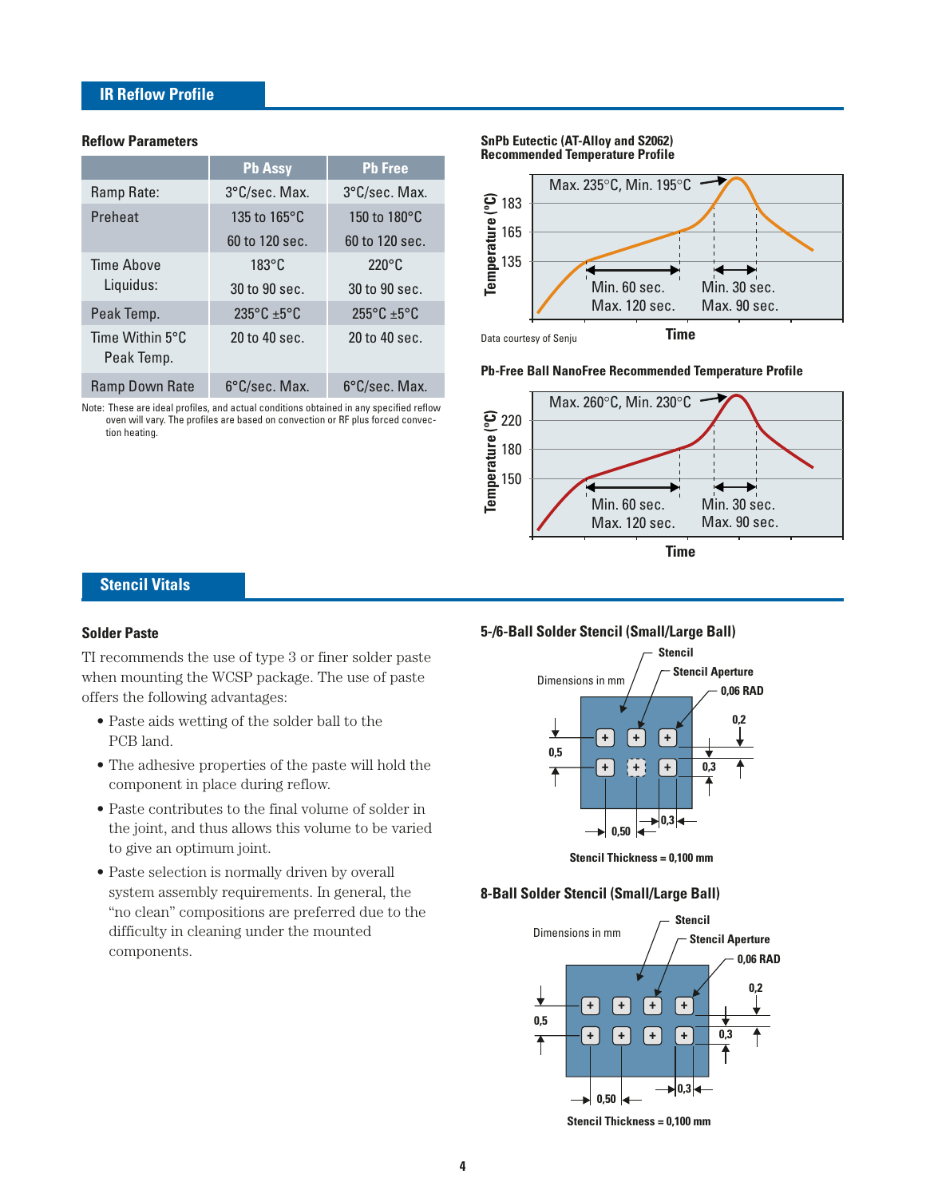## IR Reflow Profile

### Reflow Parameters

| | Pb Assy | Pb Free |
|---|---|---|
| Ramp Rate: | 3°C/sec. Max. | 3°C/sec. Max. |
| Preheat | 135 to 165°C<br>60 to 120 sec. | 150 to 180°C<br>60 to 120 sec. |
| Time Above Liquidus: | 183°C<br>30 to 90 sec. | 220°C<br>30 to 90 sec. |
| Peak Temp. | 235°C ±5°C | 255°C ±5°C |
| Time Within 5°C Peak Temp. | 20 to 40 sec. | 20 to 40 sec. |
| Ramp Down Rate | 6°C/sec. Max. | 6°C/sec. Max. |

Note: These are ideal profiles, and actual conditions obtained in any specified reflow oven will vary. The profiles are based on convection or RF plus forced convection heating.

**SnPb Eutectic (AT-Alloy and S2062) Recommended Temperature Profile**

Max. 235°C, Min. 195°C

Temperature (°C): 183, 165, 135

Min. 60 sec. Max. 120 sec. — Min. 30 sec. Max. 90 sec.

Time

Data courtesy of Senju

**Pb-Free Ball NanoFree Recommended Temperature Profile**

Max. 260°C, Min. 230°C

Temperature (°C): 220, 180, 150

Min. 60 sec. Max. 120 sec. — Min. 30 sec. Max. 90 sec.

Time

## Stencil Vitals

### Solder Paste

TI recommends the use of type 3 or finer solder paste when mounting the WCSP package. The use of paste offers the following advantages:

- Paste aids wetting of the solder ball to the PCB land.
- The adhesive properties of the paste will hold the component in place during reflow.
- Paste contributes to the final volume of solder in the joint, and thus allows this volume to be varied to give an optimum joint.
- Paste selection is normally driven by overall system assembly requirements. In general, the "no clean" compositions are preferred due to the difficulty in cleaning under the mounted components.

### 5-/6-Ball Solder Stencil (Small/Large Ball)

Dimensions in mm — Stencil, Stencil Aperture, 0,06 RAD, 0,2, 0,5, 0,3, 0,50, 0,3

Stencil Thickness = 0,100 mm

### 8-Ball Solder Stencil (Small/Large Ball)

Dimensions in mm — Stencil, Stencil Aperture, 0,06 RAD, 0,2, 0,5, 0,3, 0,50, 0,3

Stencil Thickness = 0,100 mm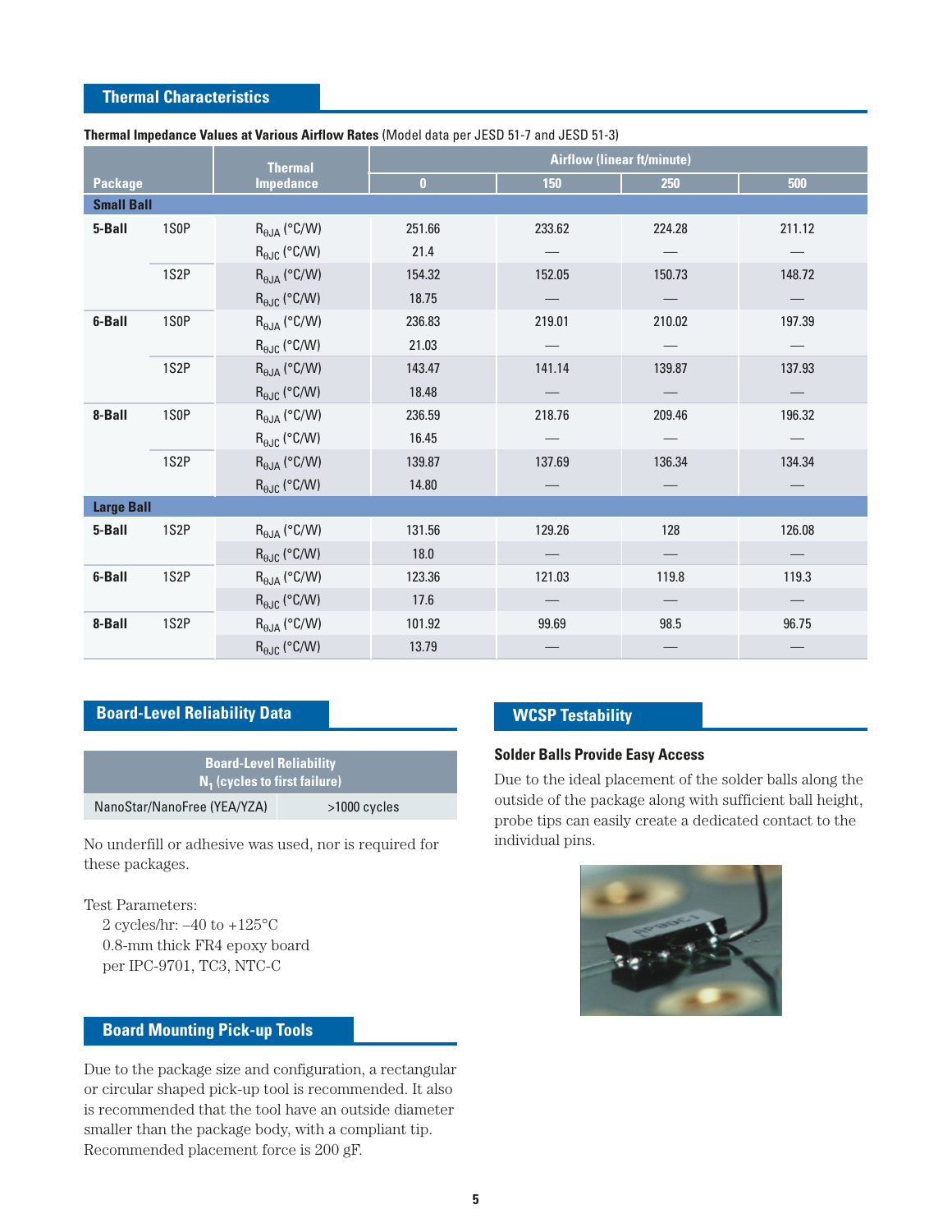## Thermal Characteristics

**Thermal Impedance Values at Various Airflow Rates** (Model data per JESD 51-7 and JESD 51-3)

| Package | | Thermal Impedance | Airflow (linear ft/minute) | | | |
|---|---|---|---|---|---|---|
| | | | 0 | 150 | 250 | 500 |
| **Small Ball** | | | | | | |
| **5-Ball** | 1S0P | $R_{\theta JA}$ (°C/W) | 251.66 | 233.62 | 224.28 | 211.12 |
| | | $R_{\theta JC}$ (°C/W) | 21.4 | — | — | — |
| | 1S2P | $R_{\theta JA}$ (°C/W) | 154.32 | 152.05 | 150.73 | 148.72 |
| | | $R_{\theta JC}$ (°C/W) | 18.75 | — | — | — |
| **6-Ball** | 1S0P | $R_{\theta JA}$ (°C/W) | 236.83 | 219.01 | 210.02 | 197.39 |
| | | $R_{\theta JC}$ (°C/W) | 21.03 | — | — | — |
| | 1S2P | $R_{\theta JA}$ (°C/W) | 143.47 | 141.14 | 139.87 | 137.93 |
| | | $R_{\theta JC}$ (°C/W) | 18.48 | — | — | — |
| **8-Ball** | 1S0P | $R_{\theta JA}$ (°C/W) | 236.59 | 218.76 | 209.46 | 196.32 |
| | | $R_{\theta JC}$ (°C/W) | 16.45 | — | — | — |
| | 1S2P | $R_{\theta JA}$ (°C/W) | 139.87 | 137.69 | 136.34 | 134.34 |
| | | $R_{\theta JC}$ (°C/W) | 14.80 | — | — | — |
| **Large Ball** | | | | | | |
| **5-Ball** | 1S2P | $R_{\theta JA}$ (°C/W) | 131.56 | 129.26 | 128 | 126.08 |
| | | $R_{\theta JC}$ (°C/W) | 18.0 | — | — | — |
| **6-Ball** | 1S2P | $R_{\theta JA}$ (°C/W) | 123.36 | 121.03 | 119.8 | 119.3 |
| | | $R_{\theta JC}$ (°C/W) | 17.6 | — | — | — |
| **8-Ball** | 1S2P | $R_{\theta JA}$ (°C/W) | 101.92 | 99.69 | 98.5 | 96.75 |
| | | $R_{\theta JC}$ (°C/W) | 13.79 | — | — | — |

## Board-Level Reliability Data

| | Board-Level Reliability $N_1$ (cycles to first failure) |
|---|---|
| NanoStar/NanoFree (YEA/YZA) | >1000 cycles |

No underfill or adhesive was used, nor is required for these packages.

Test Parameters:
- 2 cycles/hr: –40 to +125°C
- 0.8-mm thick FR4 epoxy board
- per IPC-9701, TC3, NTC-C

## Board Mounting Pick-up Tools

Due to the package size and configuration, a rectangular or circular shaped pick-up tool is recommended. It also is recommended that the tool have an outside diameter smaller than the package body, with a compliant tip. Recommended placement force is 200 gF.

## WCSP Testability

### Solder Balls Provide Easy Access

Due to the ideal placement of the solder balls along the outside of the package along with sufficient ball height, probe tips can easily create a dedicated contact to the individual pins.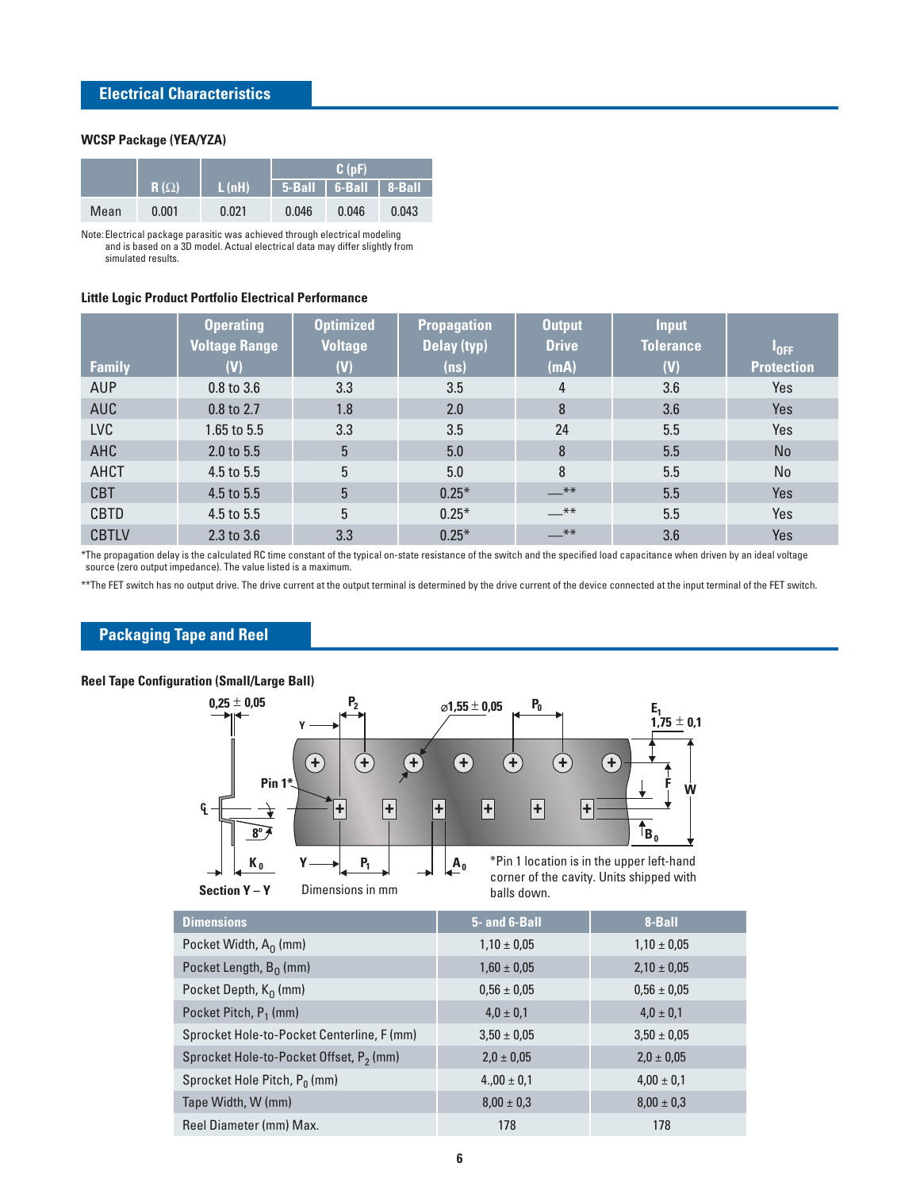## Electrical Characteristics

### WCSP Package (YEA/YZA)

| | R (Ω) | L (nH) | C (pF) | | |
|---|---|---|---|---|---|
| | | | 5-Ball | 6-Ball | 8-Ball |
| Mean | 0.001 | 0.021 | 0.046 | 0.046 | 0.043 |

Note: Electrical package parasitic was achieved through electrical modeling and is based on a 3D model. Actual electrical data may differ slightly from simulated results.

### Little Logic Product Portfolio Electrical Performance

| Family | Operating Voltage Range (V) | Optimized Voltage (V) | Propagation Delay (typ) (ns) | Output Drive (mA) | Input Tolerance (V) | $I_{OFF}$ Protection |
|---|---|---|---|---|---|---|
| AUP | 0.8 to 3.6 | 3.3 | 3.5 | 4 | 3.6 | Yes |
| AUC | 0.8 to 2.7 | 1.8 | 2.0 | 8 | 3.6 | Yes |
| LVC | 1.65 to 5.5 | 3.3 | 3.5 | 24 | 5.5 | Yes |
| AHC | 2.0 to 5.5 | 5 | 5.0 | 8 | 5.5 | No |
| AHCT | 4.5 to 5.5 | 5 | 5.0 | 8 | 5.5 | No |
| CBT | 4.5 to 5.5 | 5 | 0.25* | —** | 5.5 | Yes |
| CBTD | 4.5 to 5.5 | 5 | 0.25* | —** | 5.5 | Yes |
| CBTLV | 2.3 to 3.6 | 3.3 | 0.25* | —** | 3.6 | Yes |

*The propagation delay is the calculated RC time constant of the typical on-state resistance of the switch and the specified load capacitance when driven by an ideal voltage source (zero output impedance). The value listed is a maximum.

**The FET switch has no output drive. The drive current at the output terminal is determined by the drive current of the device connected at the input terminal of the FET switch.

## Packaging Tape and Reel

### Reel Tape Configuration (Small/Large Ball)

0,25 ± 0,05 — $P_2$ — ⌀1,55 ± 0,05 — $P_0$ — $E_1$ 1,75 ± 0,1 — Y — Pin 1* — F — W — ℄ — 8° — $B_0$ — $K_0$ — Y — $P_1$ — $A_0$

Section Y – Y

Dimensions in mm

*Pin 1 location is in the upper left-hand corner of the cavity. Units shipped with balls down.

| Dimensions | 5- and 6-Ball | 8-Ball |
|---|---|---|
| Pocket Width, $A_0$ (mm) | 1,10 ± 0,05 | 1,10 ± 0,05 |
| Pocket Length, $B_0$ (mm) | 1,60 ± 0,05 | 2,10 ± 0,05 |
| Pocket Depth, $K_0$ (mm) | 0,56 ± 0,05 | 0,56 ± 0,05 |
| Pocket Pitch, $P_1$ (mm) | 4,0 ± 0,1 | 4,0 ± 0,1 |
| Sprocket Hole-to-Pocket Centerline, F (mm) | 3,50 ± 0,05 | 3,50 ± 0,05 |
| Sprocket Hole-to-Pocket Offset, $P_2$ (mm) | 2,0 ± 0,05 | 2,0 ± 0,05 |
| Sprocket Hole Pitch, $P_0$ (mm) | 4.,00 ± 0,1 | 4,00 ± 0,1 |
| Tape Width, W (mm) | 8,00 ± 0,3 | 8,00 ± 0,3 |
| Reel Diameter (mm) Max. | 178 | 178 |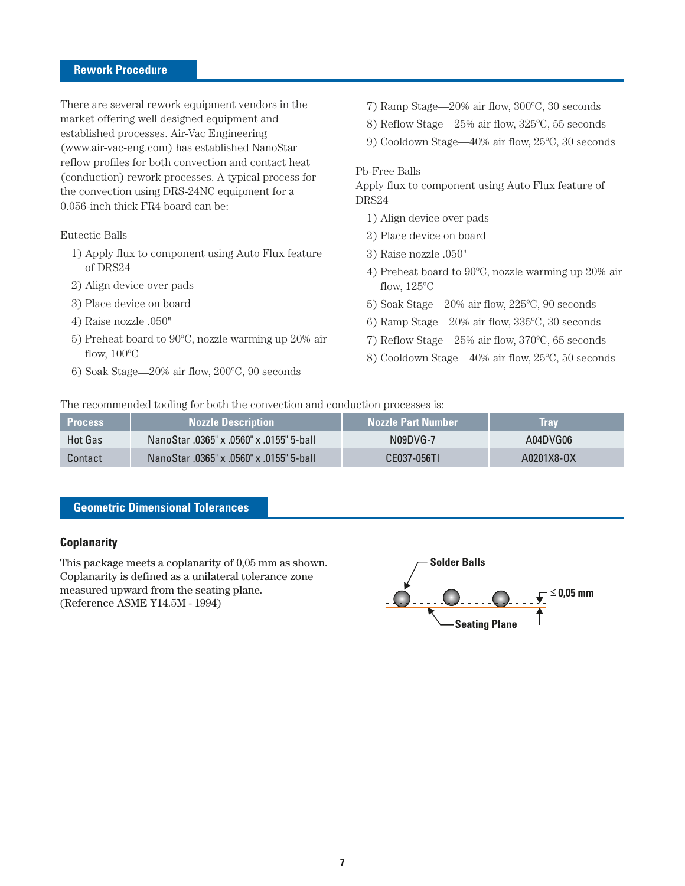## Rework Procedure

There are several rework equipment vendors in the market offering well designed equipment and established processes. Air-Vac Engineering (www.air-vac-eng.com) has established NanoStar reflow profiles for both convection and contact heat (conduction) rework processes. A typical process for the convection using DRS-24NC equipment for a 0.056-inch thick FR4 board can be:

Eutectic Balls

1) Apply flux to component using Auto Flux feature of DRS24
2) Align device over pads
3) Place device on board
4) Raise nozzle .050"
5) Preheat board to 90ºC, nozzle warming up 20% air flow, 100ºC
6) Soak Stage—20% air flow, 200ºC, 90 seconds
7) Ramp Stage—20% air flow, 300ºC, 30 seconds
8) Reflow Stage—25% air flow, 325ºC, 55 seconds
9) Cooldown Stage—40% air flow, 25ºC, 30 seconds

Pb-Free Balls
Apply flux to component using Auto Flux feature of DRS24

1) Align device over pads
2) Place device on board
3) Raise nozzle .050"
4) Preheat board to 90ºC, nozzle warming up 20% air flow, 125ºC
5) Soak Stage—20% air flow, 225ºC, 90 seconds
6) Ramp Stage—20% air flow, 335ºC, 30 seconds
7) Reflow Stage—25% air flow, 370ºC, 65 seconds
8) Cooldown Stage—40% air flow, 25ºC, 50 seconds

The recommended tooling for both the convection and conduction processes is:

| Process | Nozzle Description | Nozzle Part Number | Tray |
|---|---|---|---|
| Hot Gas | NanoStar .0365" x .0560" x .0155" 5-ball | N09DVG-7 | A04DVG06 |
| Contact | NanoStar .0365" x .0560" x .0155" 5-ball | CE037-056TI | A0201X8-OX |

## Geometric Dimensional Tolerances

### Coplanarity

This package meets a coplanarity of 0,05 mm as shown. Coplanarity is defined as a unilateral tolerance zone measured upward from the seating plane.
(Reference ASME Y14.5M - 1994)

Solder Balls

≤ 0,05 mm

Seating Plane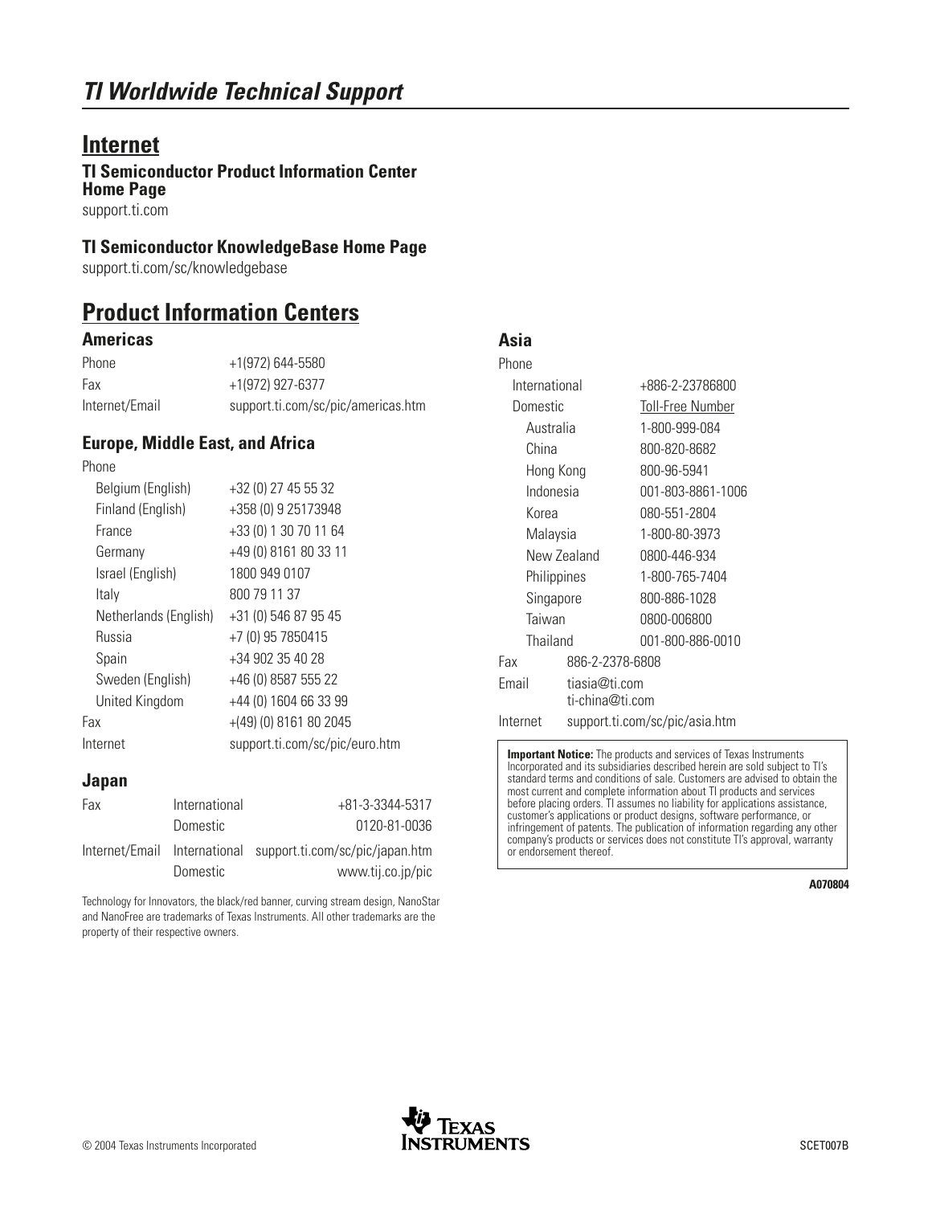# *TI Worldwide Technical Support*

## Internet

**TI Semiconductor Product Information Center Home Page**

support.ti.com

**TI Semiconductor KnowledgeBase Home Page**

support.ti.com/sc/knowledgebase

## Product Information Centers

### Americas

| | |
|---|---|
| Phone | +1(972) 644-5580 |
| Fax | +1(972) 927-6377 |
| Internet/Email | support.ti.com/sc/pic/americas.htm |

### Europe, Middle East, and Africa

| | |
|---|---|
| Phone | |
| Belgium (English) | +32 (0) 27 45 55 32 |
| Finland (English) | +358 (0) 9 25173948 |
| France | +33 (0) 1 30 70 11 64 |
| Germany | +49 (0) 8161 80 33 11 |
| Israel (English) | 1800 949 0107 |
| Italy | 800 79 11 37 |
| Netherlands (English) | +31 (0) 546 87 95 45 |
| Russia | +7 (0) 95 7850415 |
| Spain | +34 902 35 40 28 |
| Sweden (English) | +46 (0) 8587 555 22 |
| United Kingdom | +44 (0) 1604 66 33 99 |
| Fax | +(49) (0) 8161 80 2045 |
| Internet | support.ti.com/sc/pic/euro.htm |

### Japan

| | | |
|---|---|---|
| Fax | International | +81-3-3344-5317 |
| | Domestic | 0120-81-0036 |
| Internet/Email | International | support.ti.com/sc/pic/japan.htm |
| | Domestic | www.tij.co.jp/pic |

Technology for Innovators, the black/red banner, curving stream design, NanoStar and NanoFree are trademarks of Texas Instruments. All other trademarks are the property of their respective owners.

### Asia

| | |
|---|---|
| Phone | |
| International | +886-2-23786800 |
| Domestic | Toll-Free Number |
| Australia | 1-800-999-084 |
| China | 800-820-8682 |
| Hong Kong | 800-96-5941 |
| Indonesia | 001-803-8861-1006 |
| Korea | 080-551-2804 |
| Malaysia | 1-800-80-3973 |
| New Zealand | 0800-446-934 |
| Philippines | 1-800-765-7404 |
| Singapore | 800-886-1028 |
| Taiwan | 0800-006800 |
| Thailand | 001-800-886-0010 |
| Fax | 886-2-2378-6808 |
| Email | tiasia@ti.com<br>ti-china@ti.com |
| Internet | support.ti.com/sc/pic/asia.htm |

**Important Notice:** The products and services of Texas Instruments Incorporated and its subsidiaries described herein are sold subject to TI's standard terms and conditions of sale. Customers are advised to obtain the most current and complete information about TI products and services before placing orders. TI assumes no liability for applications assistance, customer's applications or product designs, software performance, or infringement of patents. The publication of information regarding any other company's products or services does not constitute TI's approval, warranty or endorsement thereof.

**A070804**

© 2004 Texas Instruments Incorporated

SCET007B